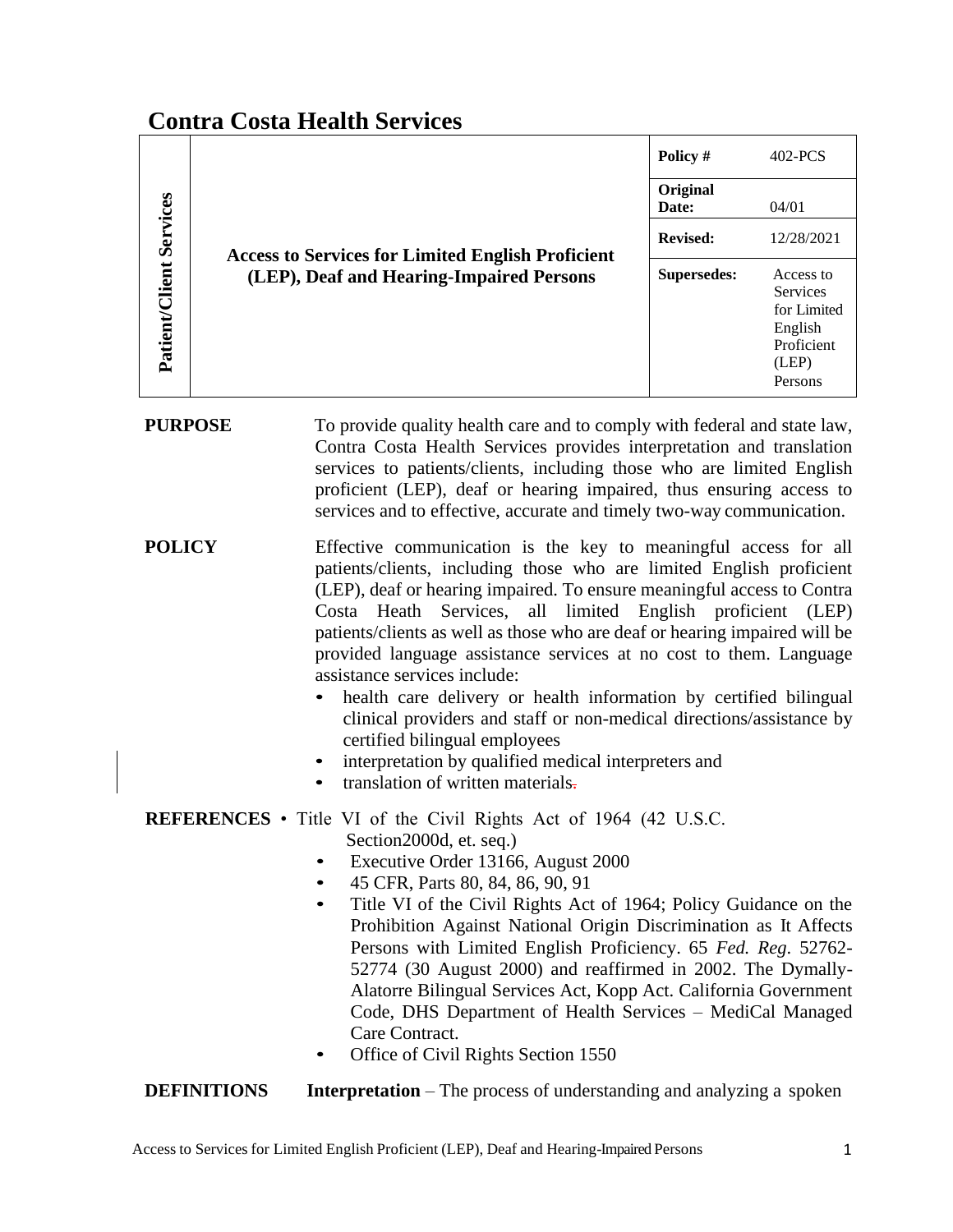# Contra Costa Health Services

| Patient/Client Services | Access to Services for Limited English Proficient (LEP), Deaf and Hearing-Impaired Persons | Policy # | 402-PCS |
|---|---|---|---|
| | | **Original Date:** | 04/01 |
| | | **Revised:** | 12/28/2021 |
| | | **Supersedes:** | Access to Services for Limited English Proficient (LEP) Persons |

**PURPOSE**

To provide quality health care and to comply with federal and state law, Contra Costa Health Services provides interpretation and translation services to patients/clients, including those who are limited English proficient (LEP), deaf or hearing impaired, thus ensuring access to services and to effective, accurate and timely two-way communication.

**POLICY**

Effective communication is the key to meaningful access for all patients/clients, including those who are limited English proficient (LEP), deaf or hearing impaired. To ensure meaningful access to Contra Costa Heath Services, all limited English proficient (LEP) patients/clients as well as those who are deaf or hearing impaired will be provided language assistance services at no cost to them. Language assistance services include:

- health care delivery or health information by certified bilingual clinical providers and staff or non-medical directions/assistance by certified bilingual employees
- interpretation by qualified medical interpreters and
- translation of written materials.

**REFERENCES**

- Title VI of the Civil Rights Act of 1964 (42 U.S.C. Section2000d, et. seq.)
- Executive Order 13166, August 2000
- 45 CFR, Parts 80, 84, 86, 90, 91
- Title VI of the Civil Rights Act of 1964; Policy Guidance on the Prohibition Against National Origin Discrimination as It Affects Persons with Limited English Proficiency. 65 *Fed. Reg*. 52762-52774 (30 August 2000) and reaffirmed in 2002. The Dymally-Alatorre Bilingual Services Act, Kopp Act. California Government Code, DHS Department of Health Services – MediCal Managed Care Contract.
- Office of Civil Rights Section 1550

**DEFINITIONS**

**Interpretation** – The process of understanding and analyzing a spoken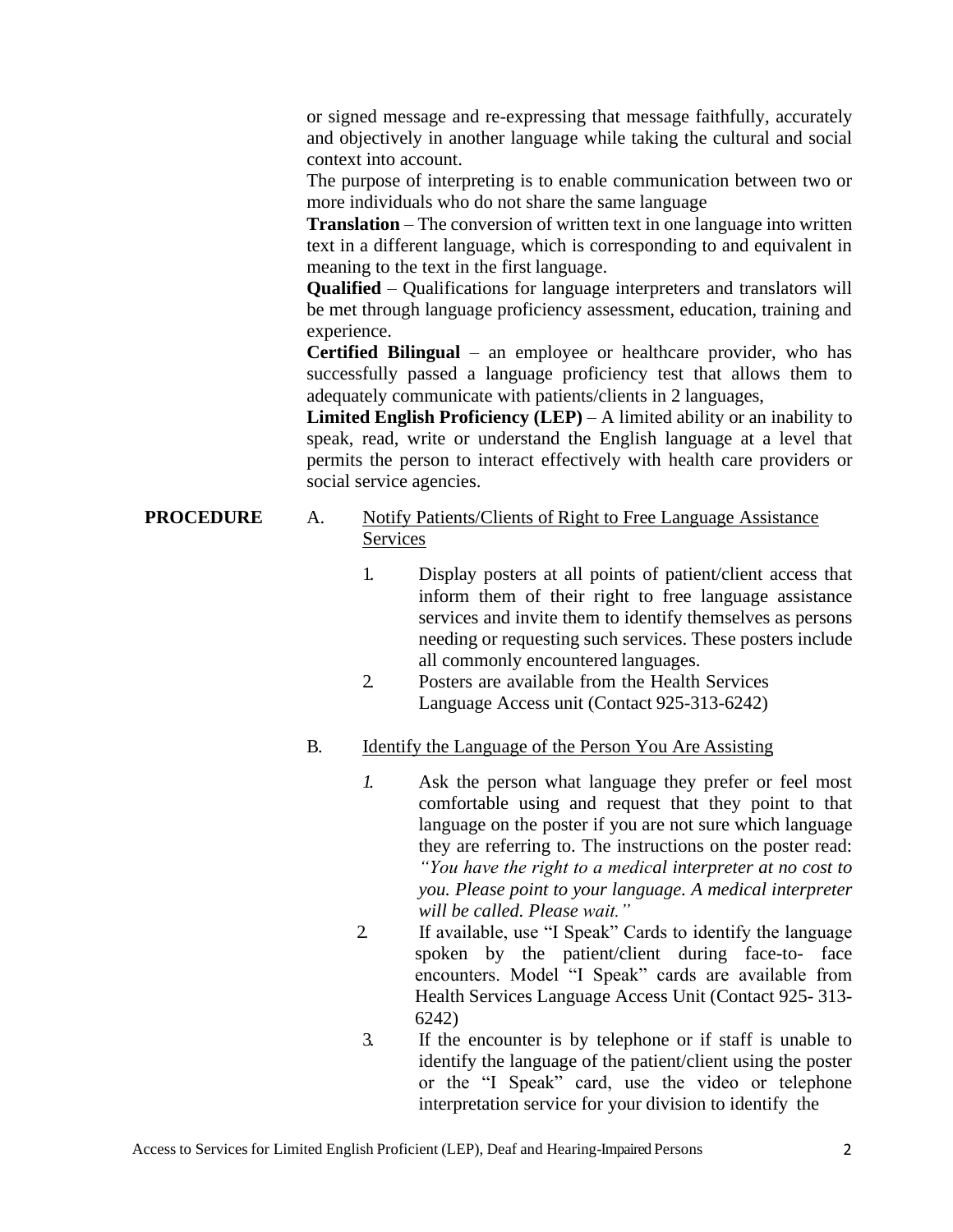or signed message and re-expressing that message faithfully, accurately and objectively in another language while taking the cultural and social context into account.

The purpose of interpreting is to enable communication between two or more individuals who do not share the same language

**Translation** – The conversion of written text in one language into written text in a different language, which is corresponding to and equivalent in meaning to the text in the first language.

**Qualified** – Qualifications for language interpreters and translators will be met through language proficiency assessment, education, training and experience.

**Certified Bilingual** – an employee or healthcare provider, who has successfully passed a language proficiency test that allows them to adequately communicate with patients/clients in 2 languages,

**Limited English Proficiency (LEP)** – A limited ability or an inability to speak, read, write or understand the English language at a level that permits the person to interact effectively with health care providers or social service agencies.

**PROCEDURE**

A. Notify Patients/Clients of Right to Free Language Assistance Services

1. Display posters at all points of patient/client access that inform them of their right to free language assistance services and invite them to identify themselves as persons needing or requesting such services. These posters include all commonly encountered languages.
2. Posters are available from the Health Services Language Access unit (Contact 925-313-6242)

B. Identify the Language of the Person You Are Assisting

1. Ask the person what language they prefer or feel most comfortable using and request that they point to that language on the poster if you are not sure which language they are referring to. The instructions on the poster read: *"You have the right to a medical interpreter at no cost to you. Please point to your language. A medical interpreter will be called. Please wait."*
2. If available, use "I Speak" Cards to identify the language spoken by the patient/client during face-to- face encounters. Model "I Speak" cards are available from Health Services Language Access Unit (Contact 925- 313-6242)
3. If the encounter is by telephone or if staff is unable to identify the language of the patient/client using the poster or the "I Speak" card, use the video or telephone interpretation service for your division to identify the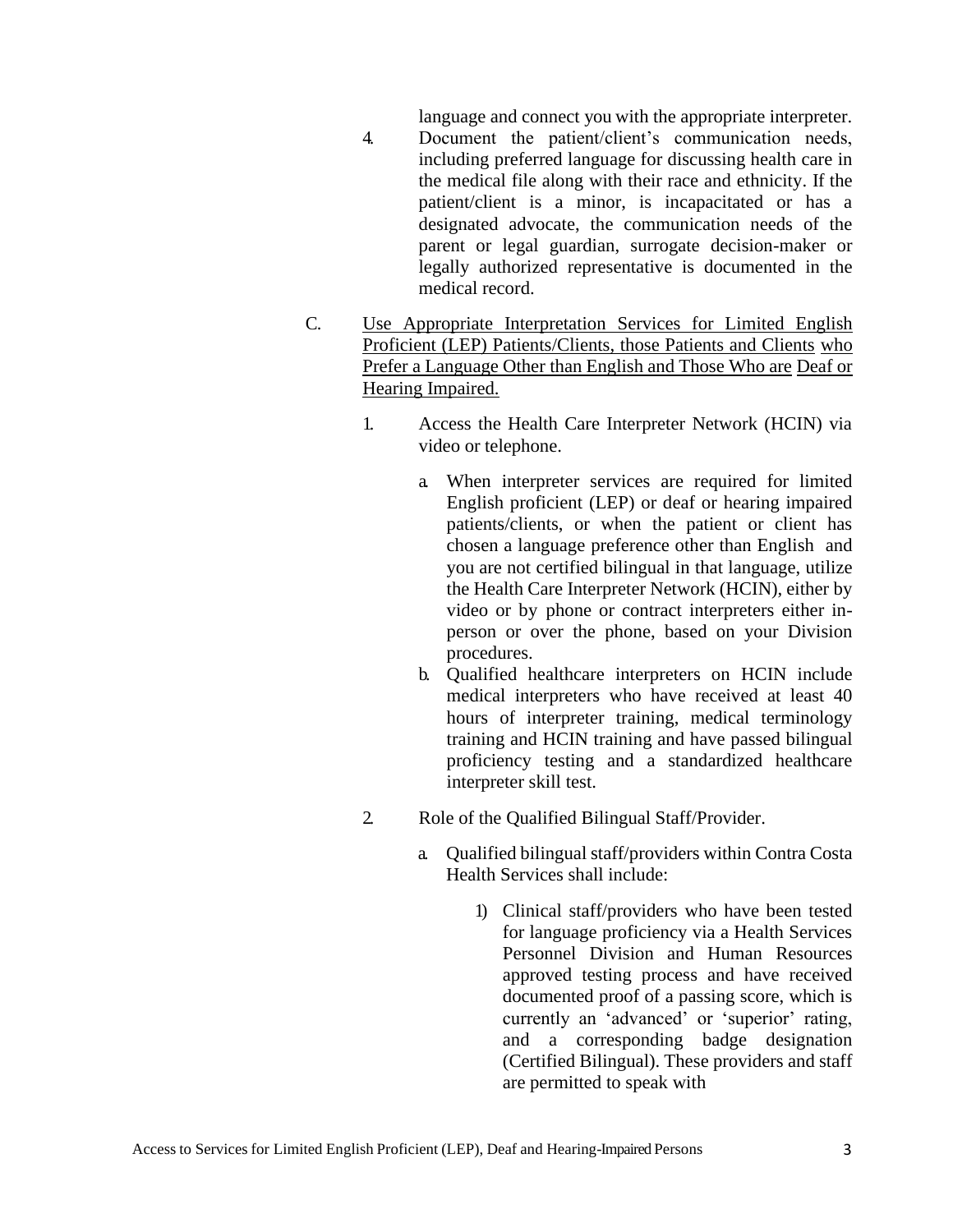language and connect you with the appropriate interpreter.

4. Document the patient/client's communication needs, including preferred language for discussing health care in the medical file along with their race and ethnicity. If the patient/client is a minor, is incapacitated or has a designated advocate, the communication needs of the parent or legal guardian, surrogate decision-maker or legally authorized representative is documented in the medical record.

C. <u>Use Appropriate Interpretation Services for Limited English Proficient (LEP) Patients/Clients, those Patients and Clients who Prefer a Language Other than English and Those Who are Deaf or Hearing Impaired.</u>

   1. Access the Health Care Interpreter Network (HCIN) via video or telephone.

      a. When interpreter services are required for limited English proficient (LEP) or deaf or hearing impaired patients/clients, or when the patient or client has chosen a language preference other than English and you are not certified bilingual in that language, utilize the Health Care Interpreter Network (HCIN), either by video or by phone or contract interpreters either in-person or over the phone, based on your Division procedures.

      b. Qualified healthcare interpreters on HCIN include medical interpreters who have received at least 40 hours of interpreter training, medical terminology training and HCIN training and have passed bilingual proficiency testing and a standardized healthcare interpreter skill test.

   2. Role of the Qualified Bilingual Staff/Provider.

      a. Qualified bilingual staff/providers within Contra Costa Health Services shall include:

         1) Clinical staff/providers who have been tested for language proficiency via a Health Services Personnel Division and Human Resources approved testing process and have received documented proof of a passing score, which is currently an 'advanced' or 'superior' rating, and a corresponding badge designation (Certified Bilingual). These providers and staff are permitted to speak with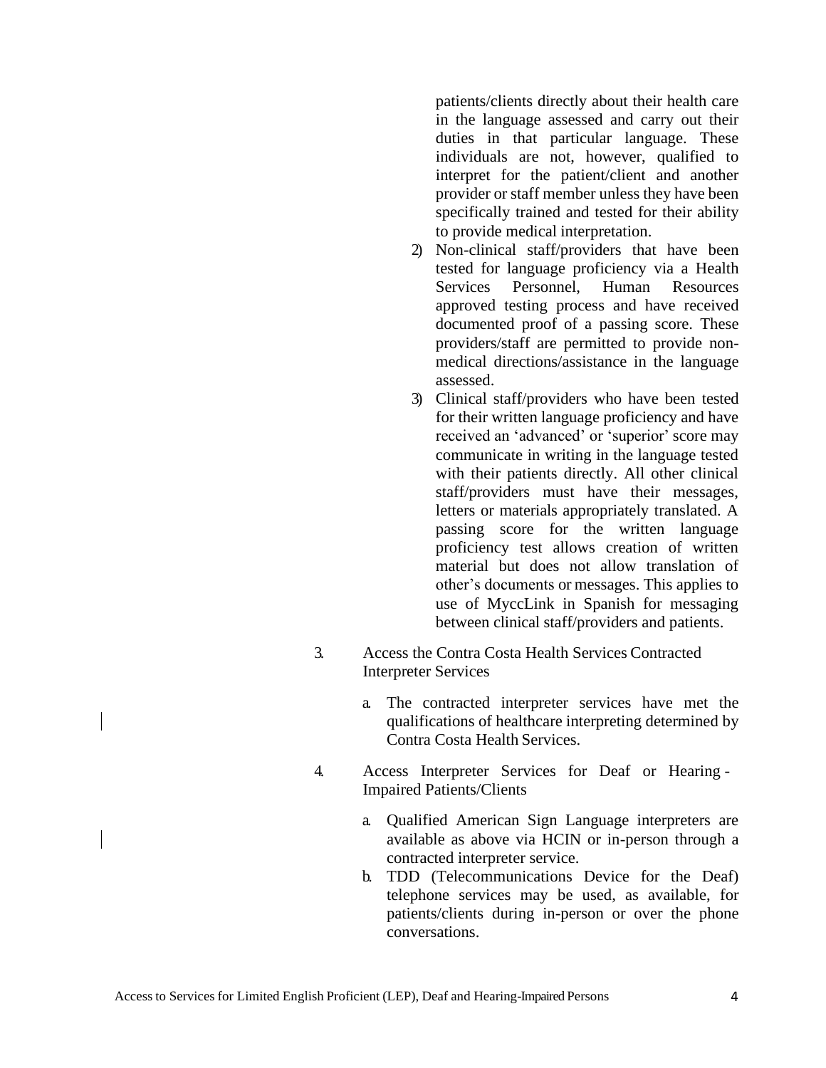patients/clients directly about their health care in the language assessed and carry out their duties in that particular language. These individuals are not, however, qualified to interpret for the patient/client and another provider or staff member unless they have been specifically trained and tested for their ability to provide medical interpretation.

2) Non-clinical staff/providers that have been tested for language proficiency via a Health Services Personnel, Human Resources approved testing process and have received documented proof of a passing score. These providers/staff are permitted to provide non-medical directions/assistance in the language assessed.

3) Clinical staff/providers who have been tested for their written language proficiency and have received an 'advanced' or 'superior' score may communicate in writing in the language tested with their patients directly. All other clinical staff/providers must have their messages, letters or materials appropriately translated. A passing score for the written language proficiency test allows creation of written material but does not allow translation of other's documents or messages. This applies to use of MyccLink in Spanish for messaging between clinical staff/providers and patients.

3. Access the Contra Costa Health Services Contracted Interpreter Services

   a. The contracted interpreter services have met the qualifications of healthcare interpreting determined by Contra Costa Health Services.

4. Access Interpreter Services for Deaf or Hearing - Impaired Patients/Clients

   a. Qualified American Sign Language interpreters are available as above via HCIN or in-person through a contracted interpreter service.
   b. TDD (Telecommunications Device for the Deaf) telephone services may be used, as available, for patients/clients during in-person or over the phone conversations.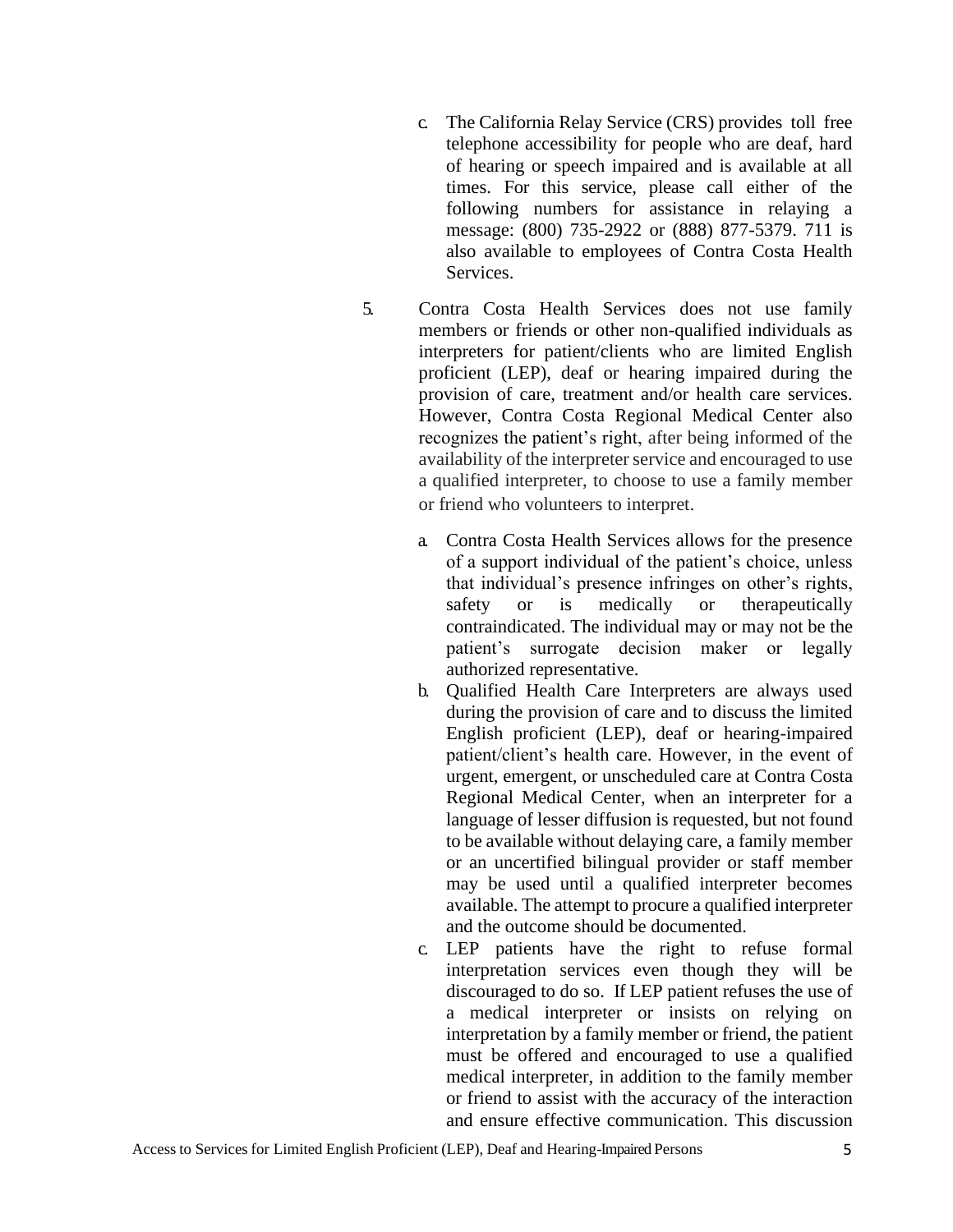c. The California Relay Service (CRS) provides toll free telephone accessibility for people who are deaf, hard of hearing or speech impaired and is available at all times. For this service, please call either of the following numbers for assistance in relaying a message: (800) 735-2922 or (888) 877-5379. 711 is also available to employees of Contra Costa Health Services.

5. Contra Costa Health Services does not use family members or friends or other non-qualified individuals as interpreters for patient/clients who are limited English proficient (LEP), deaf or hearing impaired during the provision of care, treatment and/or health care services. However, Contra Costa Regional Medical Center also recognizes the patient's right, after being informed of the availability of the interpreter service and encouraged to use a qualified interpreter, to choose to use a family member or friend who volunteers to interpret.

   a. Contra Costa Health Services allows for the presence of a support individual of the patient's choice, unless that individual's presence infringes on other's rights, safety or is medically or therapeutically contraindicated. The individual may or may not be the patient's surrogate decision maker or legally authorized representative.

   b. Qualified Health Care Interpreters are always used during the provision of care and to discuss the limited English proficient (LEP), deaf or hearing-impaired patient/client's health care. However, in the event of urgent, emergent, or unscheduled care at Contra Costa Regional Medical Center, when an interpreter for a language of lesser diffusion is requested, but not found to be available without delaying care, a family member or an uncertified bilingual provider or staff member may be used until a qualified interpreter becomes available. The attempt to procure a qualified interpreter and the outcome should be documented.

   c. LEP patients have the right to refuse formal interpretation services even though they will be discouraged to do so. If LEP patient refuses the use of a medical interpreter or insists on relying on interpretation by a family member or friend, the patient must be offered and encouraged to use a qualified medical interpreter, in addition to the family member or friend to assist with the accuracy of the interaction and ensure effective communication. This discussion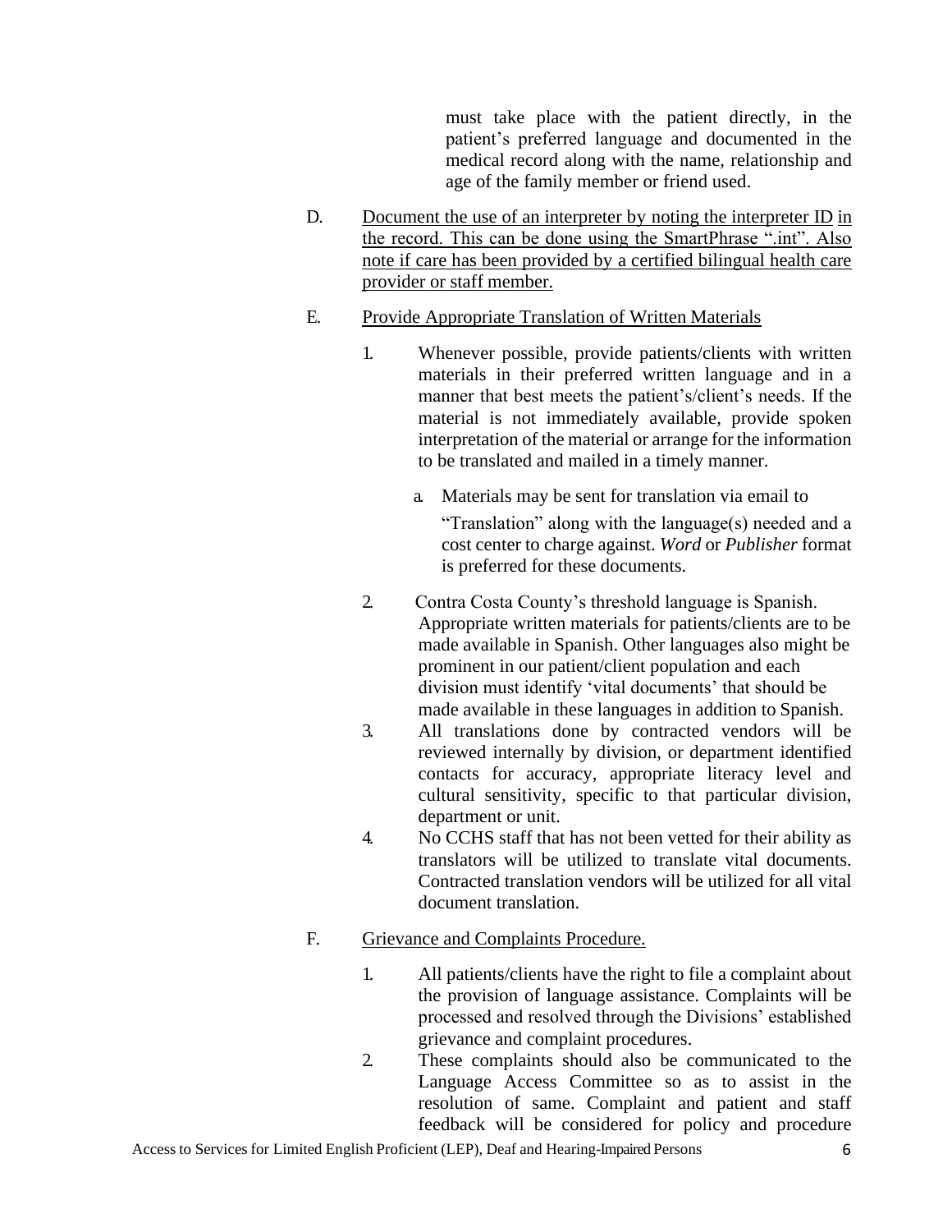must take place with the patient directly, in the patient's preferred language and documented in the medical record along with the name, relationship and age of the family member or friend used.

D. <u>Document the use of an interpreter by noting the interpreter ID in the record. This can be done using the SmartPhrase ".int". Also note if care has been provided by a certified bilingual health care provider or staff member.</u>

E. <u>Provide Appropriate Translation of Written Materials</u>

1. Whenever possible, provide patients/clients with written materials in their preferred written language and in a manner that best meets the patient's/client's needs. If the material is not immediately available, provide spoken interpretation of the material or arrange for the information to be translated and mailed in a timely manner.

   a. Materials may be sent for translation via email to "Translation" along with the language(s) needed and a cost center to charge against. *Word* or *Publisher* format is preferred for these documents.

2. Contra Costa County's threshold language is Spanish. Appropriate written materials for patients/clients are to be made available in Spanish. Other languages also might be prominent in our patient/client population and each division must identify 'vital documents' that should be made available in these languages in addition to Spanish.
3. All translations done by contracted vendors will be reviewed internally by division, or department identified contacts for accuracy, appropriate literacy level and cultural sensitivity, specific to that particular division, department or unit.
4. No CCHS staff that has not been vetted for their ability as translators will be utilized to translate vital documents. Contracted translation vendors will be utilized for all vital document translation.

F. <u>Grievance and Complaints Procedure.</u>

1. All patients/clients have the right to file a complaint about the provision of language assistance. Complaints will be processed and resolved through the Divisions' established grievance and complaint procedures.
2. These complaints should also be communicated to the Language Access Committee so as to assist in the resolution of same. Complaint and patient and staff feedback will be considered for policy and procedure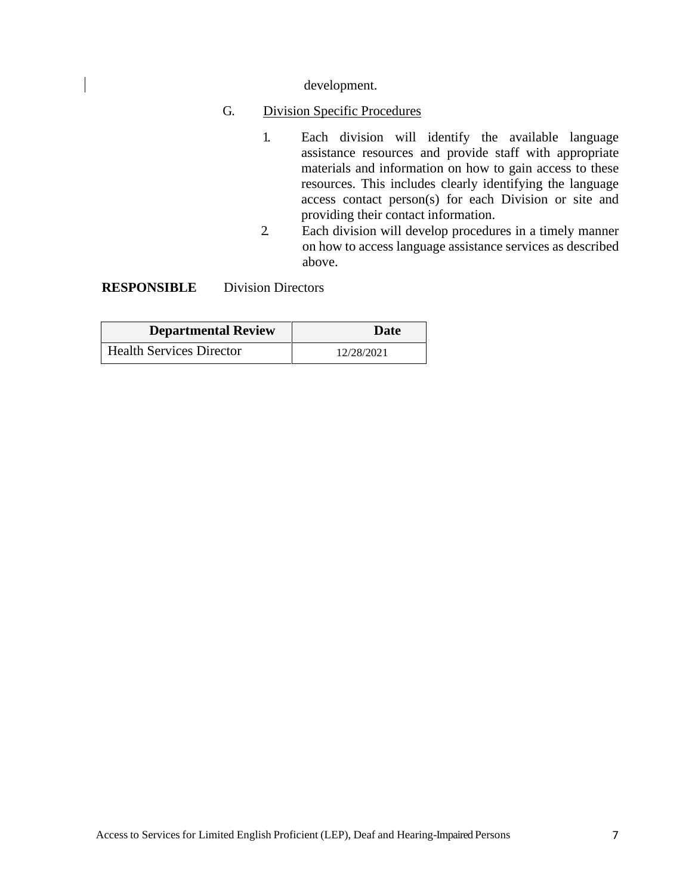development.

G. Division Specific Procedures

1. Each division will identify the available language assistance resources and provide staff with appropriate materials and information on how to gain access to these resources. This includes clearly identifying the language access contact person(s) for each Division or site and providing their contact information.
2. Each division will develop procedures in a timely manner on how to access language assistance services as described above.

**RESPONSIBLE** Division Directors

| Departmental Review | Date |
|---|---|
| Health Services Director | 12/28/2021 |